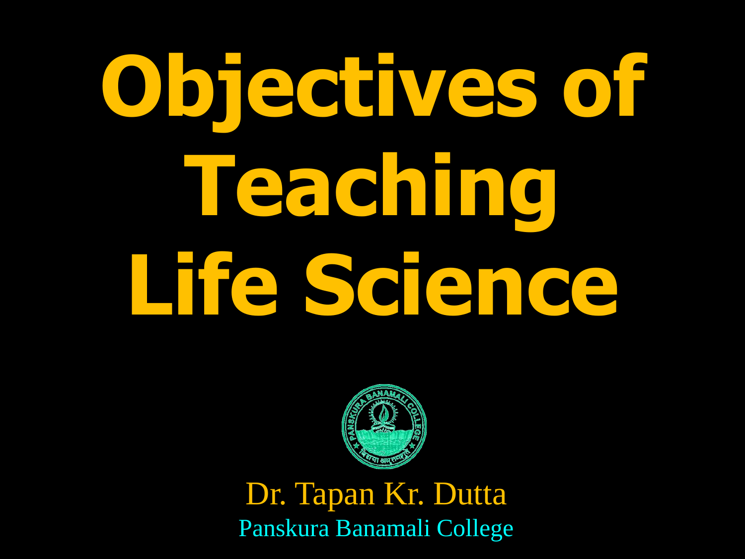# Objectives of Teaching Life Science

Dr. Tapan Kr. Dutta

Panskura Banamali College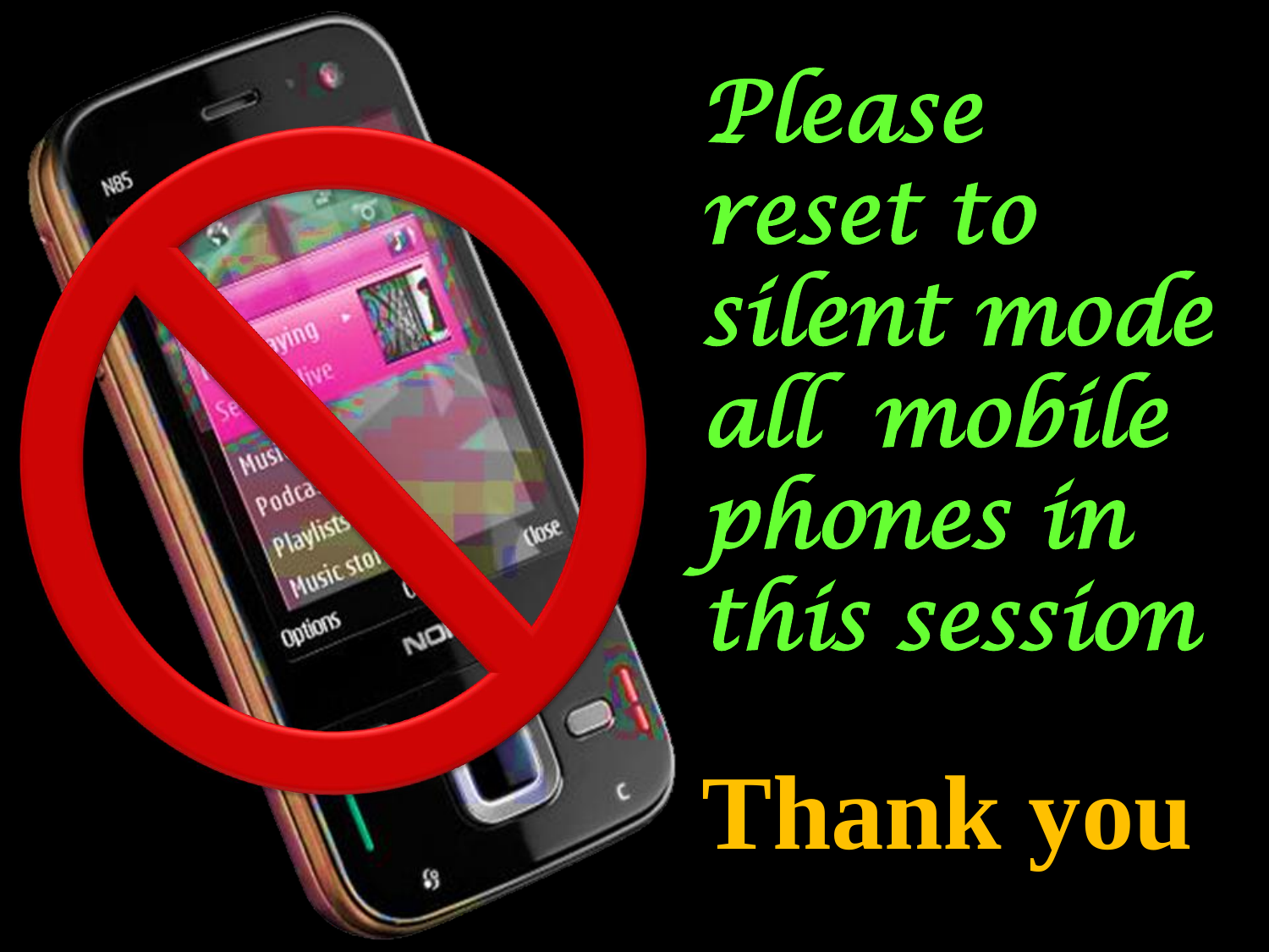Please reset to silent mode all mobile phones in this session

**Thank you**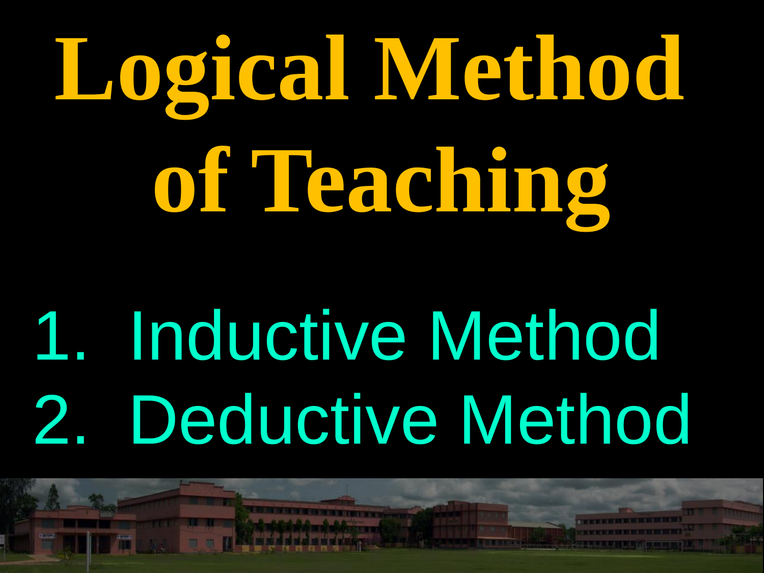# Logical Method of Teaching

1. Inductive Method
2. Deductive Method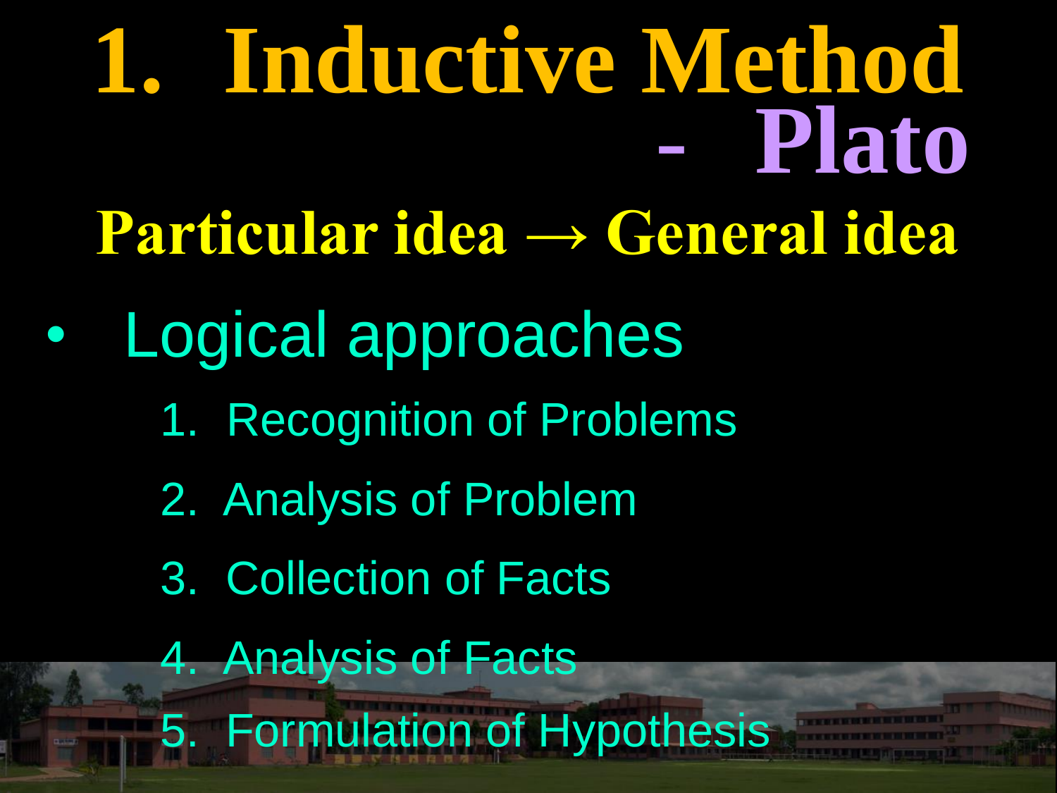# 1. Inductive Method - Plato

**Particular idea → General idea**

- Logical approaches
  1. Recognition of Problems
  2. Analysis of Problem
  3. Collection of Facts
  4. Analysis of Facts
  5. Formulation of Hypothesis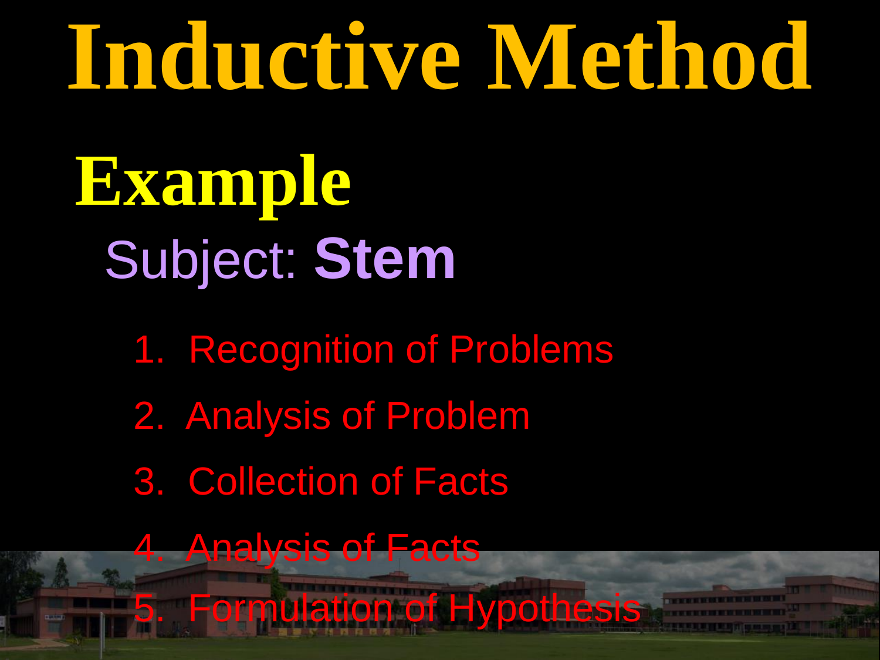# Inductive Method

## Example

Subject: **Stem**

1. Recognition of Problems
2. Analysis of Problem
3. Collection of Facts
4. Analysis of Facts
5. Formulation of Hypothesis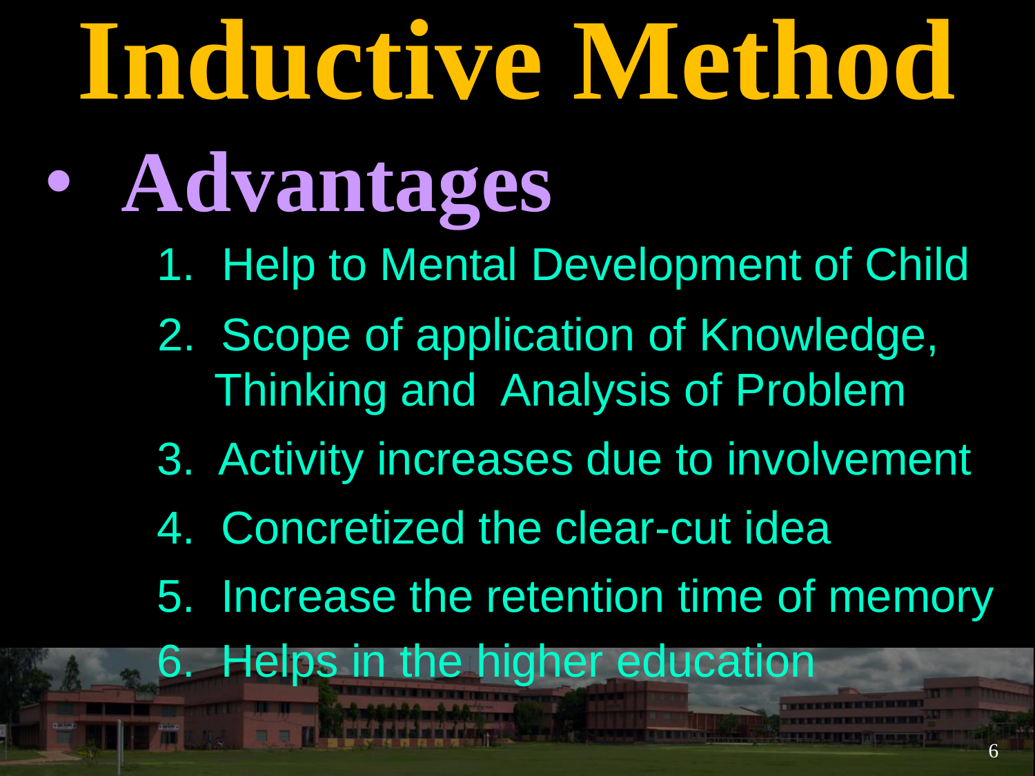# Inductive Method

- **Advantages**
  1. Help to Mental Development of Child
  2. Scope of application of Knowledge, Thinking and Analysis of Problem
  3. Activity increases due to involvement
  4. Concretized the clear-cut idea
  5. Increase the retention time of memory
  6. Helps in the higher education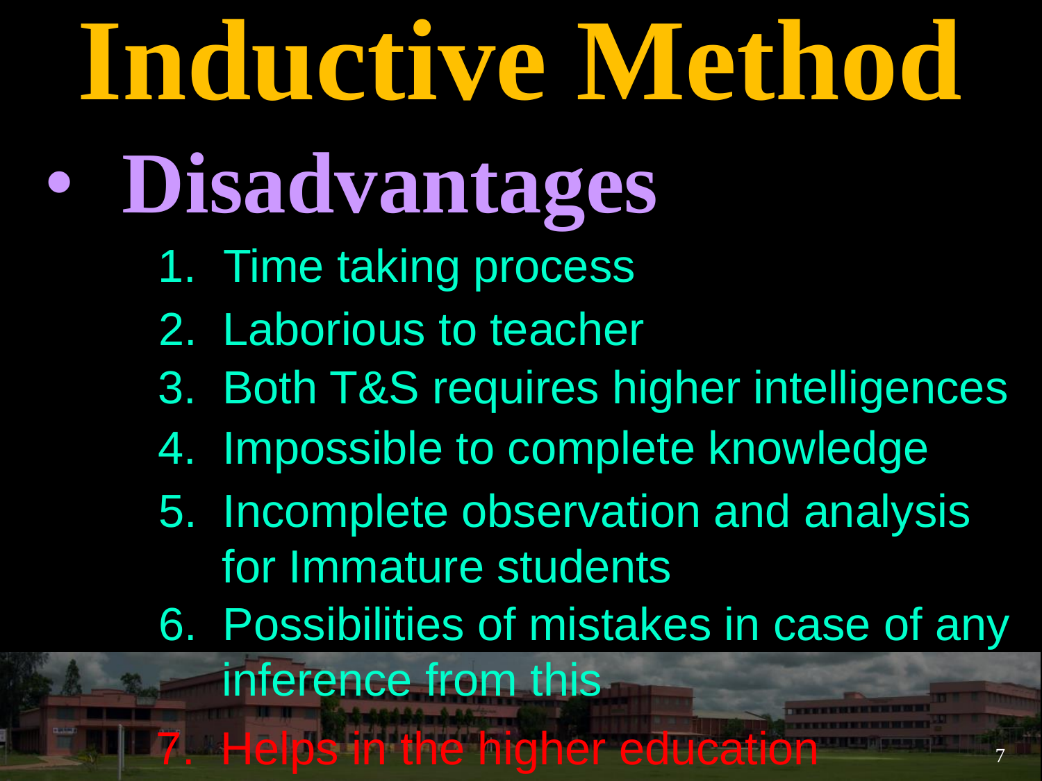# Inductive Method

- **Disadvantages**
  1. Time taking process
  2. Laborious to teacher
  3. Both T&S requires higher intelligences
  4. Impossible to complete knowledge
  5. Incomplete observation and analysis for Immature students
  6. Possibilities of mistakes in case of any inference from this
  7. Helps in the higher education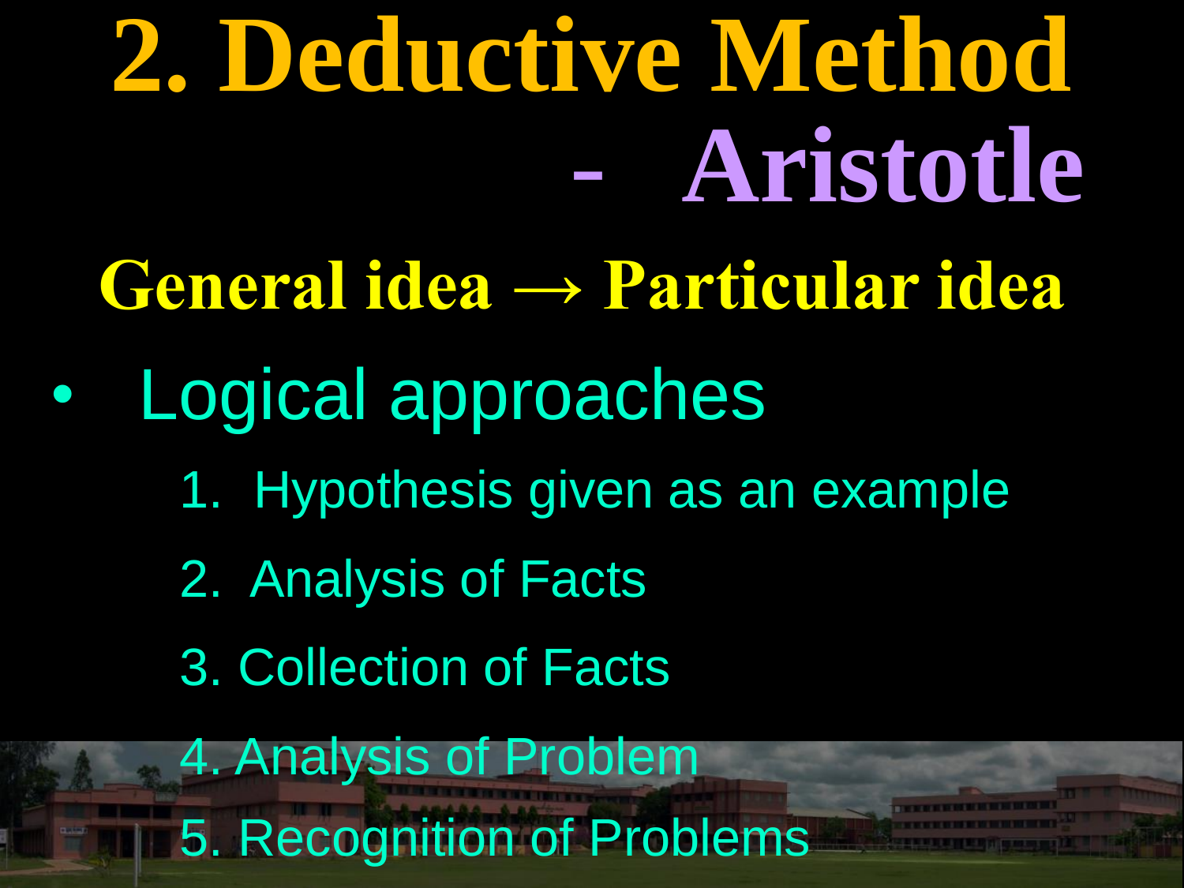# 2. Deductive Method

## - Aristotle

**General idea → Particular idea**

- Logical approaches
  1. Hypothesis given as an example
  2. Analysis of Facts
  3. Collection of Facts
  4. Analysis of Problem
  5. Recognition of Problems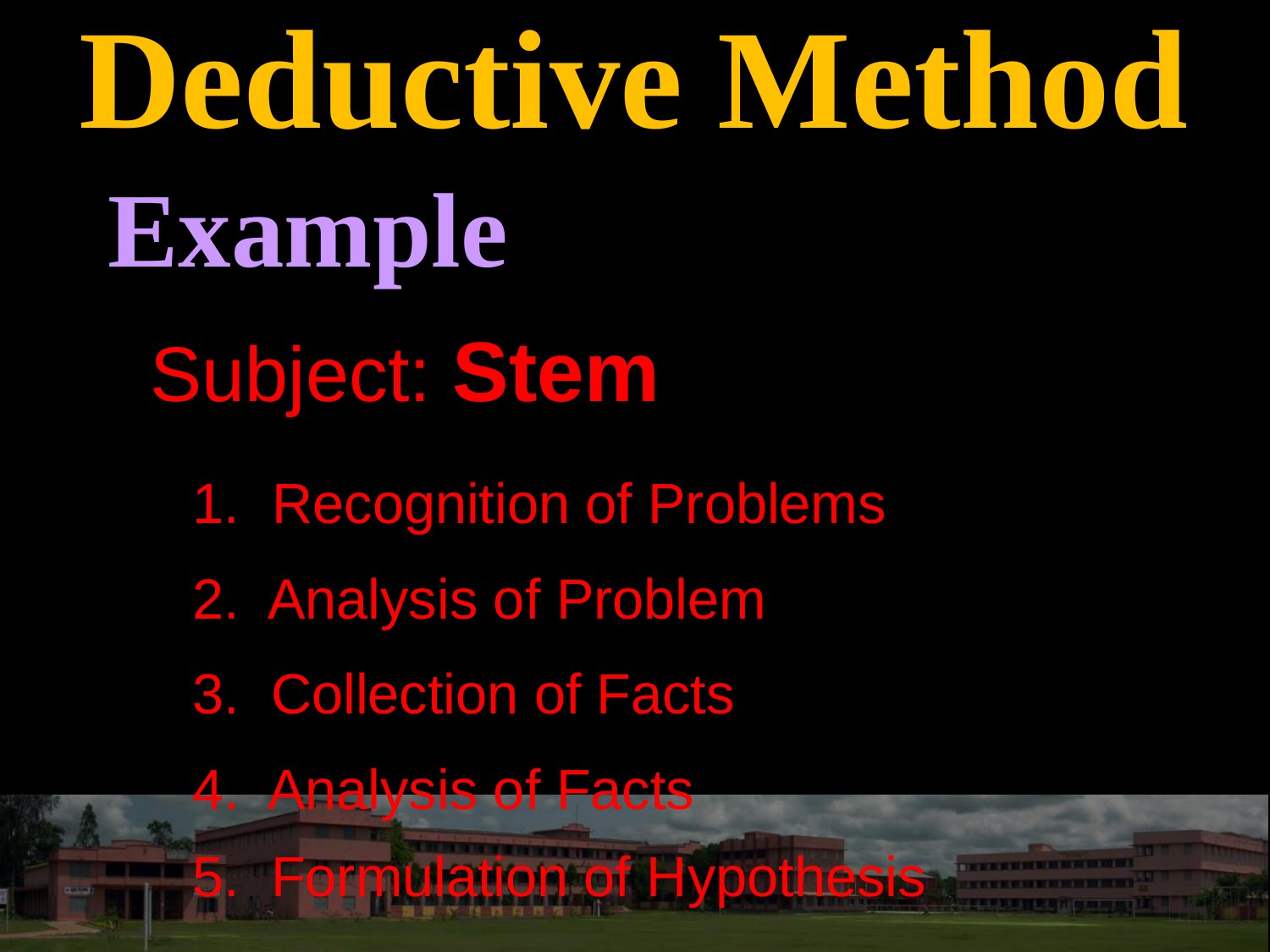# Deductive Method

## Example

### Subject: **Stem**

1. Recognition of Problems
2. Analysis of Problem
3. Collection of Facts
4. Analysis of Facts
5. Formulation of Hypothesis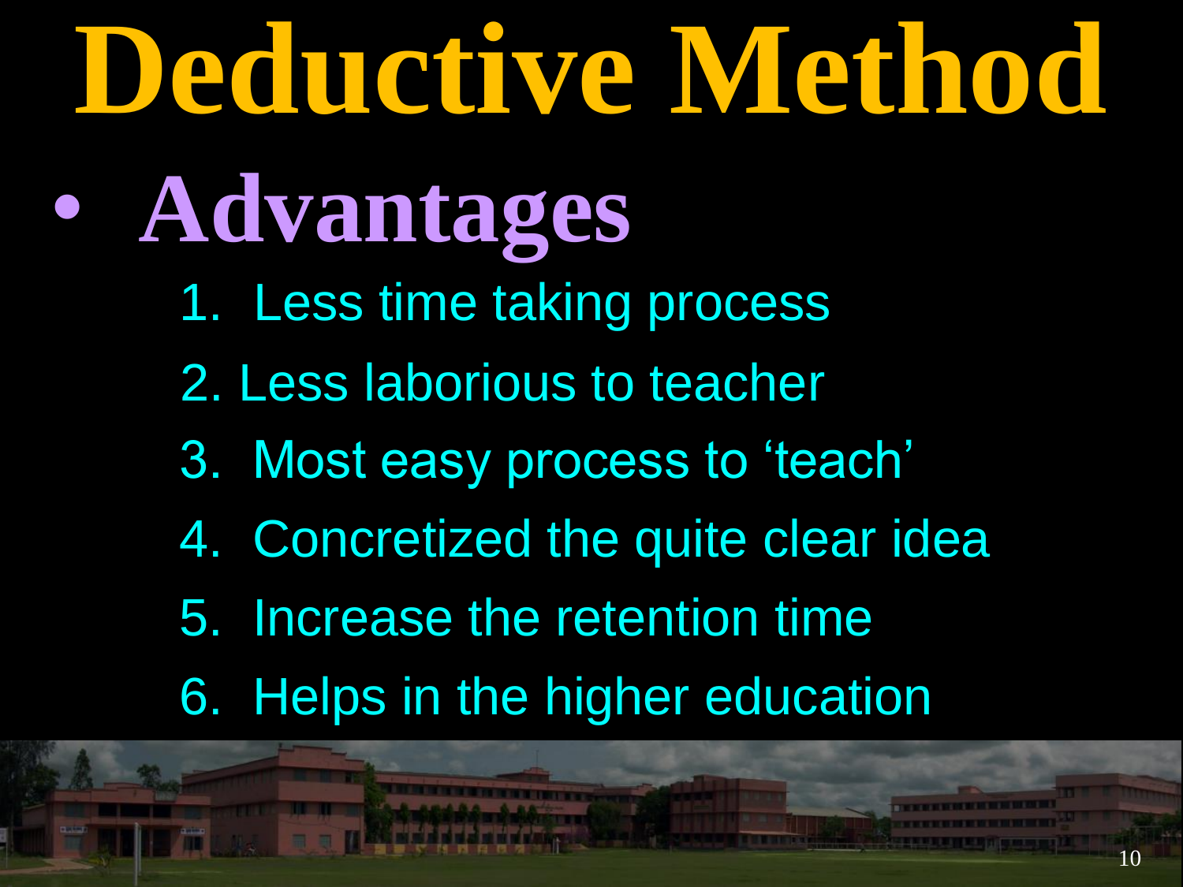# Deductive Method

- ## Advantages

  1. Less time taking process
  2. Less laborious to teacher
  3. Most easy process to 'teach'
  4. Concretized the quite clear idea
  5. Increase the retention time
  6. Helps in the higher education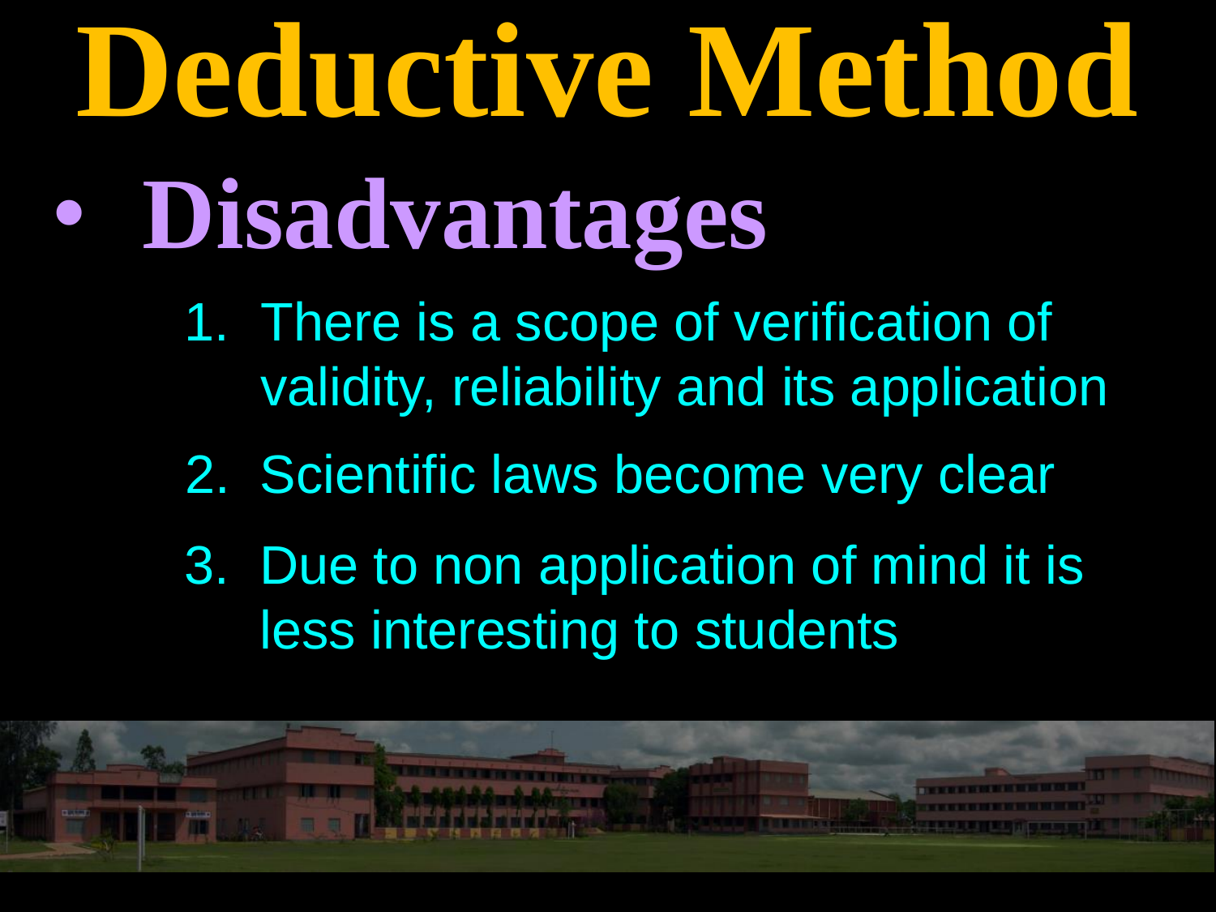# Deductive Method

- **Disadvantages**
  1. There is a scope of verification of validity, reliability and its application
  2. Scientific laws become very clear
  3. Due to non application of mind it is less interesting to students